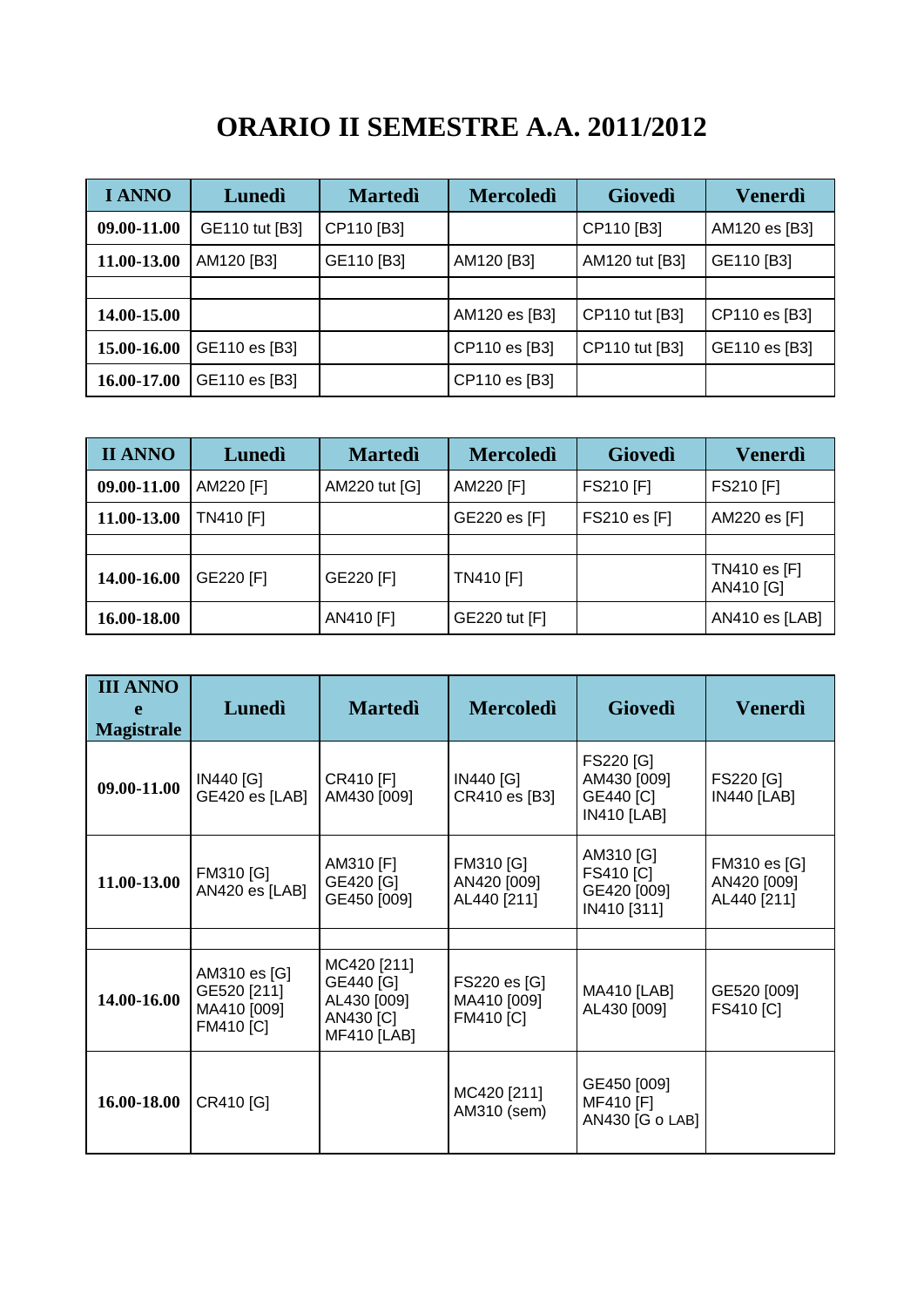# ORARIO II SEMESTRE A.A. 2011/2012

| I ANNO | Lunedì | Martedì | Mercoledì | Giovedì | Venerdì |
|---|---|---|---|---|---|
| 09.00-11.00 | GE110 tut [B3] | CP110 [B3] | | CP110 [B3] | AM120 es [B3] |
| 11.00-13.00 | AM120 [B3] | GE110 [B3] | AM120 [B3] | AM120 tut [B3] | GE110 [B3] |
| | | | | | |
| 14.00-15.00 | | | AM120 es [B3] | CP110 tut [B3] | CP110 es [B3] |
| 15.00-16.00 | GE110 es [B3] | | CP110 es [B3] | CP110 tut [B3] | GE110 es [B3] |
| 16.00-17.00 | GE110 es [B3] | | CP110 es [B3] | | |

| II ANNO | Lunedì | Martedì | Mercoledì | Giovedì | Venerdì |
|---|---|---|---|---|---|
| 09.00-11.00 | AM220 [F] | AM220 tut [G] | AM220 [F] | FS210 [F] | FS210 [F] |
| 11.00-13.00 | TN410 [F] | | GE220 es [F] | FS210 es [F] | AM220 es [F] |
| | | | | | |
| 14.00-16.00 | GE220 [F] | GE220 [F] | TN410 [F] | | TN410 es [F]<br>AN410 [G] |
| 16.00-18.00 | | AN410 [F] | GE220 tut [F] | | AN410 es [LAB] |

| III ANNO e Magistrale | Lunedì | Martedì | Mercoledì | Giovedì | Venerdì |
|---|---|---|---|---|---|
| 09.00-11.00 | IN440 [G]<br>GE420 es [LAB] | CR410 [F]<br>AM430 [009] | IN440 [G]<br>CR410 es [B3] | FS220 [G]<br>AM430 [009]<br>GE440 [C]<br>IN410 [LAB] | FS220 [G]<br>IN440 [LAB] |
| 11.00-13.00 | FM310 [G]<br>AN420 es [LAB] | AM310 [F]<br>GE420 [G]<br>GE450 [009] | FM310 [G]<br>AN420 [009]<br>AL440 [211] | AM310 [G]<br>FS410 [C]<br>GE420 [009]<br>IN410 [311] | FM310 es [G]<br>AN420 [009]<br>AL440 [211] |
| | | | | | |
| 14.00-16.00 | AM310 es [G]<br>GE520 [211]<br>MA410 [009]<br>FM410 [C] | MC420 [211]<br>GE440 [G]<br>AL430 [009]<br>AN430 [C]<br>MF410 [LAB] | FS220 es [G]<br>MA410 [009]<br>FM410 [C] | MA410 [LAB]<br>AL430 [009] | GE520 [009]<br>FS410 [C] |
| 16.00-18.00 | CR410 [G] | | MC420 [211]<br>AM310 (sem) | GE450 [009]<br>MF410 [F]<br>AN430 [G o LAB] | |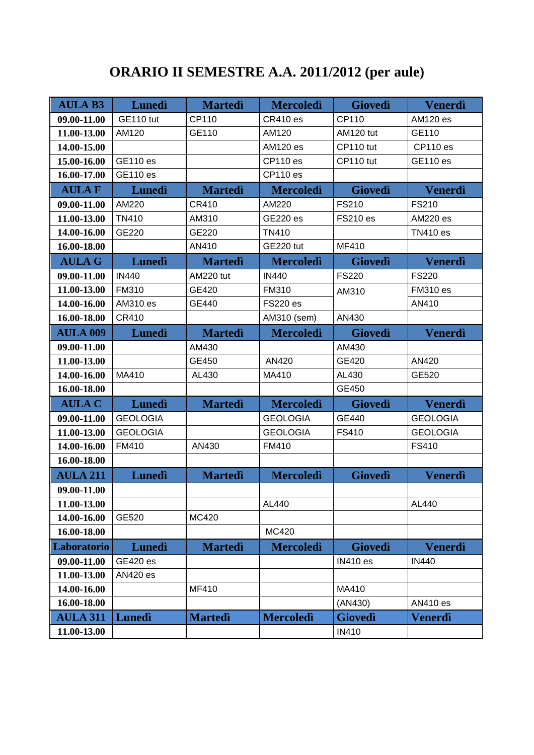# ORARIO II SEMESTRE A.A. 2011/2012 (per aule)

| AULA B3 | Lunedì | Martedì | Mercoledì | Giovedì | Venerdì |
|---|---|---|---|---|---|
| 09.00-11.00 | GE110 tut | CP110 | CR410 es | CP110 | AM120 es |
| 11.00-13.00 | AM120 | GE110 | AM120 | AM120 tut | GE110 |
| 14.00-15.00 | | | AM120 es | CP110 tut | CP110 es |
| 15.00-16.00 | GE110 es | | CP110 es | CP110 tut | GE110 es |
| 16.00-17.00 | GE110 es | | CP110 es | | |
| **AULA F** | **Lunedì** | **Martedì** | **Mercoledì** | **Giovedì** | **Venerdì** |
| 09.00-11.00 | AM220 | CR410 | AM220 | FS210 | FS210 |
| 11.00-13.00 | TN410 | AM310 | GE220 es | FS210 es | AM220 es |
| 14.00-16.00 | GE220 | GE220 | TN410 | | TN410 es |
| 16.00-18.00 | | AN410 | GE220 tut | MF410 | |
| **AULA G** | **Lunedì** | **Martedì** | **Mercoledì** | **Giovedì** | **Venerdì** |
| 09.00-11.00 | IN440 | AM220 tut | IN440 | FS220 | FS220 |
| 11.00-13.00 | FM310 | GE420 | FM310 | AM310 | FM310 es |
| 14.00-16.00 | AM310 es | GE440 | FS220 es | | AN410 |
| 16.00-18.00 | CR410 | | AM310 (sem) | AN430 | |
| **AULA 009** | **Lunedì** | **Martedì** | **Mercoledì** | **Giovedì** | **Venerdì** |
| 09.00-11.00 | | AM430 | | AM430 | |
| 11.00-13.00 | | GE450 | AN420 | GE420 | AN420 |
| 14.00-16.00 | MA410 | AL430 | MA410 | AL430 | GE520 |
| 16.00-18.00 | | | | GE450 | |
| **AULA C** | **Lunedì** | **Martedì** | **Mercoledì** | **Giovedì** | **Venerdì** |
| 09.00-11.00 | GEOLOGIA | | GEOLOGIA | GE440 | GEOLOGIA |
| 11.00-13.00 | GEOLOGIA | | GEOLOGIA | FS410 | GEOLOGIA |
| 14.00-16.00 | FM410 | AN430 | FM410 | | FS410 |
| 16.00-18.00 | | | | | |
| **AULA 211** | **Lunedì** | **Martedì** | **Mercoledì** | **Giovedì** | **Venerdì** |
| 09.00-11.00 | | | | | |
| 11.00-13.00 | | | AL440 | | AL440 |
| 14.00-16.00 | GE520 | MC420 | | | |
| 16.00-18.00 | | | MC420 | | |
| **Laboratorio** | **Lunedì** | **Martedì** | **Mercoledì** | **Giovedì** | **Venerdì** |
| 09.00-11.00 | GE420 es | | | IN410 es | IN440 |
| 11.00-13.00 | AN420 es | | | | |
| 14.00-16.00 | | MF410 | | MA410 | |
| 16.00-18.00 | | | | (AN430) | AN410 es |
| **AULA 311** | **Lunedì** | **Martedì** | **Mercoledì** | **Giovedì** | **Venerdì** |
| 11.00-13.00 | | | | IN410 | |